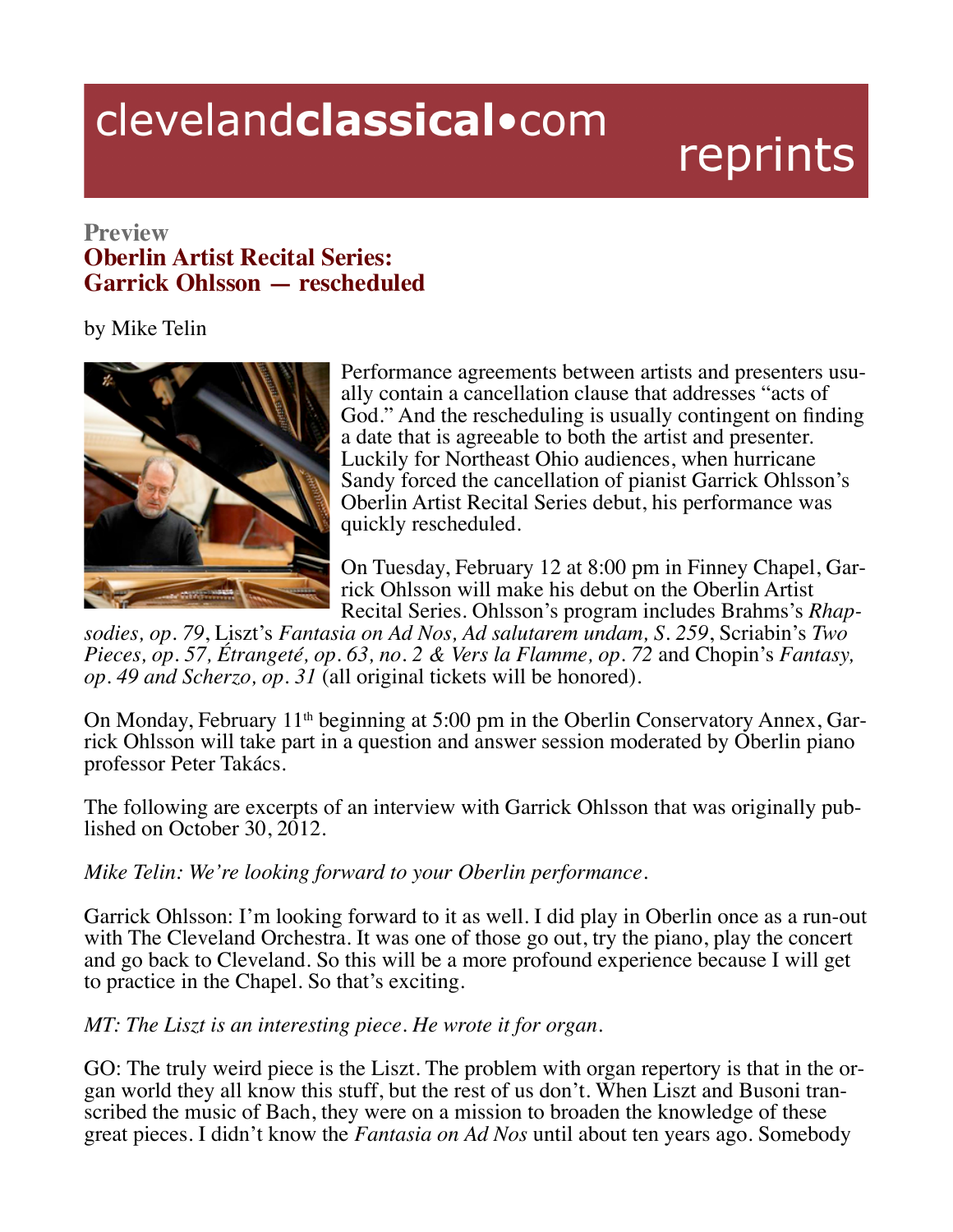clevelandclassical•com reprints

**Preview**

# Oberlin Artist Recital Series: Garrick Ohlsson — rescheduled

by Mike Telin

Performance agreements between artists and presenters usually contain a cancellation clause that addresses "acts of God." And the rescheduling is usually contingent on finding a date that is agreeable to both the artist and presenter. Luckily for Northeast Ohio audiences, when hurricane Sandy forced the cancellation of pianist Garrick Ohlsson's Oberlin Artist Recital Series debut, his performance was quickly rescheduled.

On Tuesday, February 12 at 8:00 pm in Finney Chapel, Garrick Ohlsson will make his debut on the Oberlin Artist Recital Series. Ohlsson's program includes Brahms's *Rhapsodies, op. 79*, Liszt's *Fantasia on Ad Nos, Ad salutarem undam, S. 259*, Scriabin's *Two Pieces, op. 57, Étrangeté, op. 63, no. 2 & Vers la Flamme, op. 72* and Chopin's *Fantasy, op. 49 and Scherzo, op. 31* (all original tickets will be honored).

On Monday, February 11th beginning at 5:00 pm in the Oberlin Conservatory Annex, Garrick Ohlsson will take part in a question and answer session moderated by Oberlin piano professor Peter Takács.

The following are excerpts of an interview with Garrick Ohlsson that was originally published on October 30, 2012.

*Mike Telin: We're looking forward to your Oberlin performance.*

Garrick Ohlsson: I'm looking forward to it as well. I did play in Oberlin once as a run-out with The Cleveland Orchestra. It was one of those go out, try the piano, play the concert and go back to Cleveland. So this will be a more profound experience because I will get to practice in the Chapel. So that's exciting.

*MT: The Liszt is an interesting piece. He wrote it for organ.*

GO: The truly weird piece is the Liszt. The problem with organ repertory is that in the organ world they all know this stuff, but the rest of us don't. When Liszt and Busoni transcribed the music of Bach, they were on a mission to broaden the knowledge of these great pieces. I didn't know the *Fantasia on Ad Nos* until about ten years ago. Somebody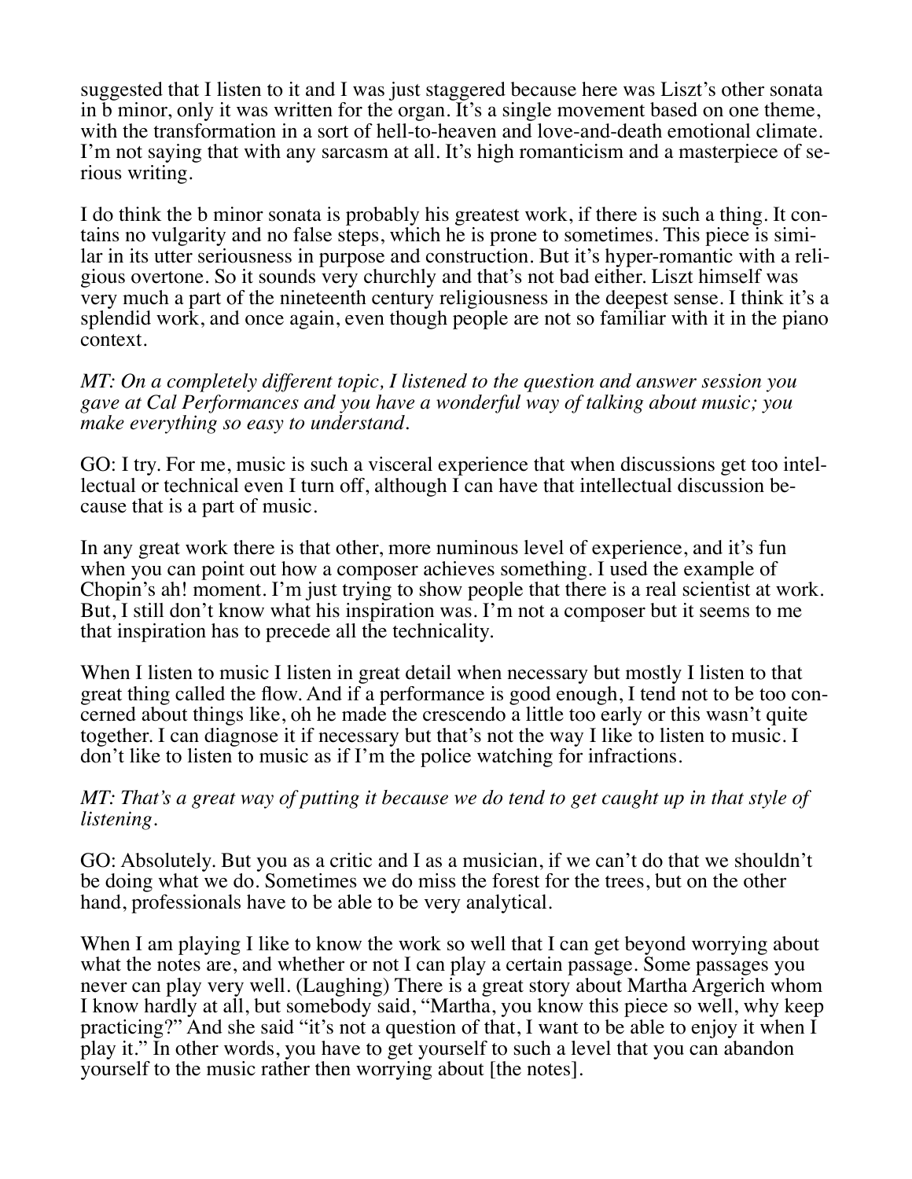suggested that I listen to it and I was just staggered because here was Liszt's other sonata in b minor, only it was written for the organ. It's a single movement based on one theme, with the transformation in a sort of hell-to-heaven and love-and-death emotional climate. I'm not saying that with any sarcasm at all. It's high romanticism and a masterpiece of serious writing.

I do think the b minor sonata is probably his greatest work, if there is such a thing. It contains no vulgarity and no false steps, which he is prone to sometimes. This piece is similar in its utter seriousness in purpose and construction. But it's hyper-romantic with a religious overtone. So it sounds very churchly and that's not bad either. Liszt himself was very much a part of the nineteenth century religiousness in the deepest sense. I think it's a splendid work, and once again, even though people are not so familiar with it in the piano context.

*MT: On a completely different topic, I listened to the question and answer session you gave at Cal Performances and you have a wonderful way of talking about music; you make everything so easy to understand.*

GO: I try. For me, music is such a visceral experience that when discussions get too intellectual or technical even I turn off, although I can have that intellectual discussion because that is a part of music.

In any great work there is that other, more numinous level of experience, and it's fun when you can point out how a composer achieves something. I used the example of Chopin's ah! moment. I'm just trying to show people that there is a real scientist at work. But, I still don't know what his inspiration was. I'm not a composer but it seems to me that inspiration has to precede all the technicality.

When I listen to music I listen in great detail when necessary but mostly I listen to that great thing called the flow. And if a performance is good enough, I tend not to be too concerned about things like, oh he made the crescendo a little too early or this wasn't quite together. I can diagnose it if necessary but that's not the way I like to listen to music. I don't like to listen to music as if I'm the police watching for infractions.

*MT: That's a great way of putting it because we do tend to get caught up in that style of listening.*

GO: Absolutely. But you as a critic and I as a musician, if we can't do that we shouldn't be doing what we do. Sometimes we do miss the forest for the trees, but on the other hand, professionals have to be able to be very analytical.

When I am playing I like to know the work so well that I can get beyond worrying about what the notes are, and whether or not I can play a certain passage. Some passages you never can play very well. (Laughing) There is a great story about Martha Argerich whom I know hardly at all, but somebody said, "Martha, you know this piece so well, why keep practicing?" And she said "it's not a question of that, I want to be able to enjoy it when I play it." In other words, you have to get yourself to such a level that you can abandon yourself to the music rather then worrying about [the notes].